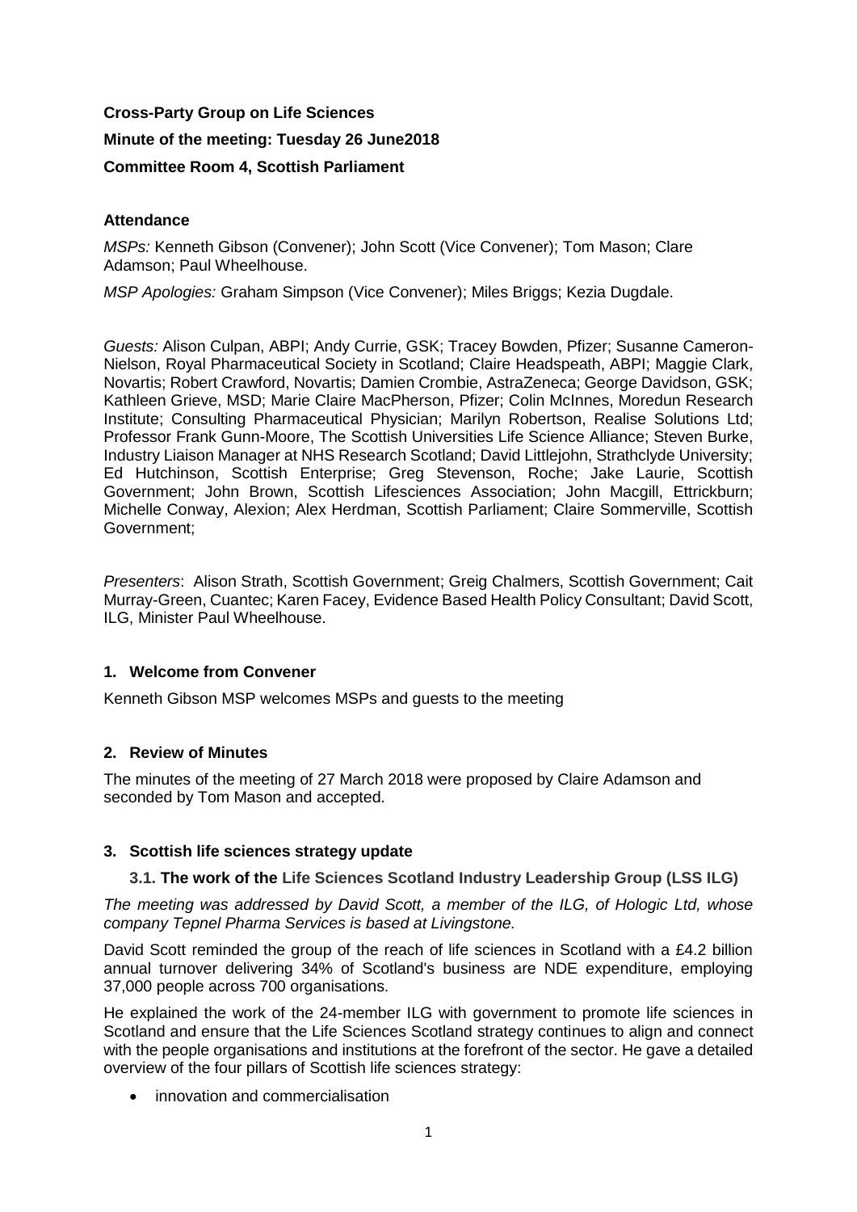**Cross-Party Group on Life Sciences**

**Minute of the meeting: Tuesday 26 June2018**

**Committee Room 4, Scottish Parliament**

**Attendance**

*MSPs:* Kenneth Gibson (Convener); John Scott (Vice Convener); Tom Mason; Clare Adamson; Paul Wheelhouse.

*MSP Apologies:* Graham Simpson (Vice Convener); Miles Briggs; Kezia Dugdale.

*Guests:* Alison Culpan, ABPI; Andy Currie, GSK; Tracey Bowden, Pfizer; Susanne Cameron-Nielson, Royal Pharmaceutical Society in Scotland; Claire Headspeath, ABPI; Maggie Clark, Novartis; Robert Crawford, Novartis; Damien Crombie, AstraZeneca; George Davidson, GSK; Kathleen Grieve, MSD; Marie Claire MacPherson, Pfizer; Colin McInnes, Moredun Research Institute; Consulting Pharmaceutical Physician; Marilyn Robertson, Realise Solutions Ltd; Professor Frank Gunn-Moore, The Scottish Universities Life Science Alliance; Steven Burke, Industry Liaison Manager at NHS Research Scotland; David Littlejohn, Strathclyde University; Ed Hutchinson, Scottish Enterprise; Greg Stevenson, Roche; Jake Laurie, Scottish Government; John Brown, Scottish Lifesciences Association; John Macgill, Ettrickburn; Michelle Conway, Alexion; Alex Herdman, Scottish Parliament; Claire Sommerville, Scottish Government;

*Presenters*: Alison Strath, Scottish Government; Greig Chalmers, Scottish Government; Cait Murray-Green, Cuantec; Karen Facey, Evidence Based Health Policy Consultant; David Scott, ILG, Minister Paul Wheelhouse.

## 1. Welcome from Convener

Kenneth Gibson MSP welcomes MSPs and guests to the meeting

## 2. Review of Minutes

The minutes of the meeting of 27 March 2018 were proposed by Claire Adamson and seconded by Tom Mason and accepted.

## 3. Scottish life sciences strategy update

### 3.1. The work of the Life Sciences Scotland Industry Leadership Group (LSS ILG)

*The meeting was addressed by David Scott, a member of the ILG, of Hologic Ltd, whose company Tepnel Pharma Services is based at Livingstone.*

David Scott reminded the group of the reach of life sciences in Scotland with a £4.2 billion annual turnover delivering 34% of Scotland's business are NDE expenditure, employing 37,000 people across 700 organisations.

He explained the work of the 24-member ILG with government to promote life sciences in Scotland and ensure that the Life Sciences Scotland strategy continues to align and connect with the people organisations and institutions at the forefront of the sector. He gave a detailed overview of the four pillars of Scottish life sciences strategy:

- innovation and commercialisation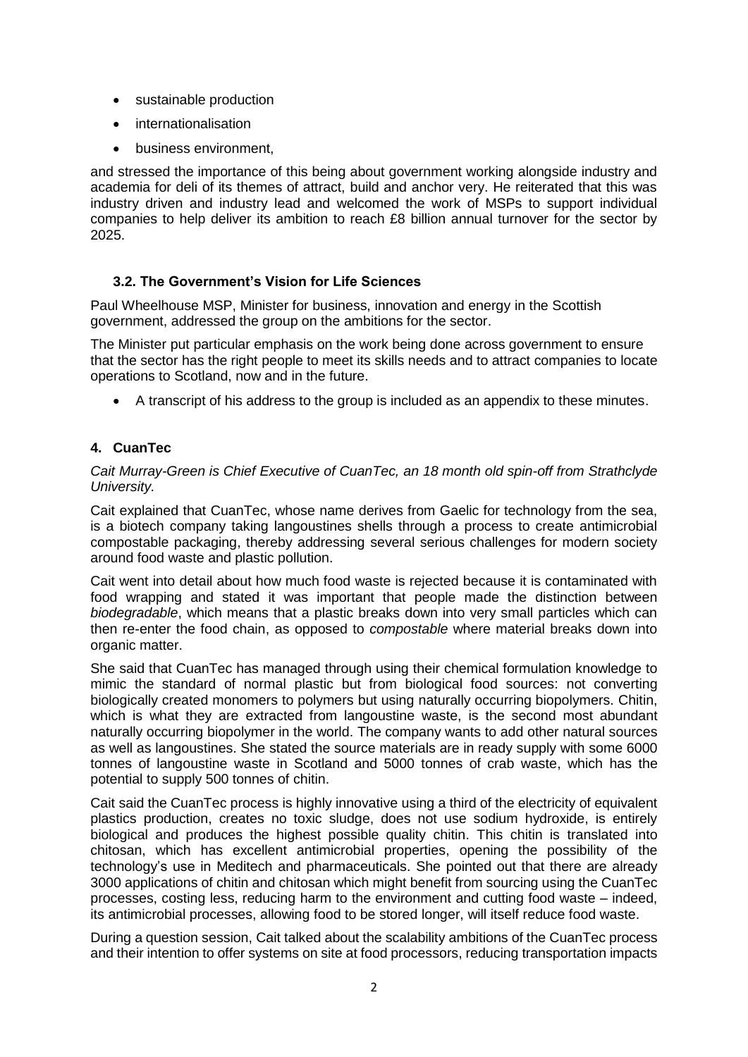- sustainable production
- internationalisation
- business environment,

and stressed the importance of this being about government working alongside industry and academia for deli of its themes of attract, build and anchor very. He reiterated that this was industry driven and industry lead and welcomed the work of MSPs to support individual companies to help deliver its ambition to reach £8 billion annual turnover for the sector by 2025.

### 3.2. The Government's Vision for Life Sciences

Paul Wheelhouse MSP, Minister for business, innovation and energy in the Scottish government, addressed the group on the ambitions for the sector.

The Minister put particular emphasis on the work being done across government to ensure that the sector has the right people to meet its skills needs and to attract companies to locate operations to Scotland, now and in the future.

- A transcript of his address to the group is included as an appendix to these minutes.

## 4. CuanTec

*Cait Murray-Green is Chief Executive of CuanTec, an 18 month old spin-off from Strathclyde University.*

Cait explained that CuanTec, whose name derives from Gaelic for technology from the sea, is a biotech company taking langoustines shells through a process to create antimicrobial compostable packaging, thereby addressing several serious challenges for modern society around food waste and plastic pollution.

Cait went into detail about how much food waste is rejected because it is contaminated with food wrapping and stated it was important that people made the distinction between *biodegradable*, which means that a plastic breaks down into very small particles which can then re-enter the food chain, as opposed to *compostable* where material breaks down into organic matter.

She said that CuanTec has managed through using their chemical formulation knowledge to mimic the standard of normal plastic but from biological food sources: not converting biologically created monomers to polymers but using naturally occurring biopolymers. Chitin, which is what they are extracted from langoustine waste, is the second most abundant naturally occurring biopolymer in the world. The company wants to add other natural sources as well as langoustines. She stated the source materials are in ready supply with some 6000 tonnes of langoustine waste in Scotland and 5000 tonnes of crab waste, which has the potential to supply 500 tonnes of chitin.

Cait said the CuanTec process is highly innovative using a third of the electricity of equivalent plastics production, creates no toxic sludge, does not use sodium hydroxide, is entirely biological and produces the highest possible quality chitin. This chitin is translated into chitosan, which has excellent antimicrobial properties, opening the possibility of the technology's use in Meditech and pharmaceuticals. She pointed out that there are already 3000 applications of chitin and chitosan which might benefit from sourcing using the CuanTec processes, costing less, reducing harm to the environment and cutting food waste – indeed, its antimicrobial processes, allowing food to be stored longer, will itself reduce food waste.

During a question session, Cait talked about the scalability ambitions of the CuanTec process and their intention to offer systems on site at food processors, reducing transportation impacts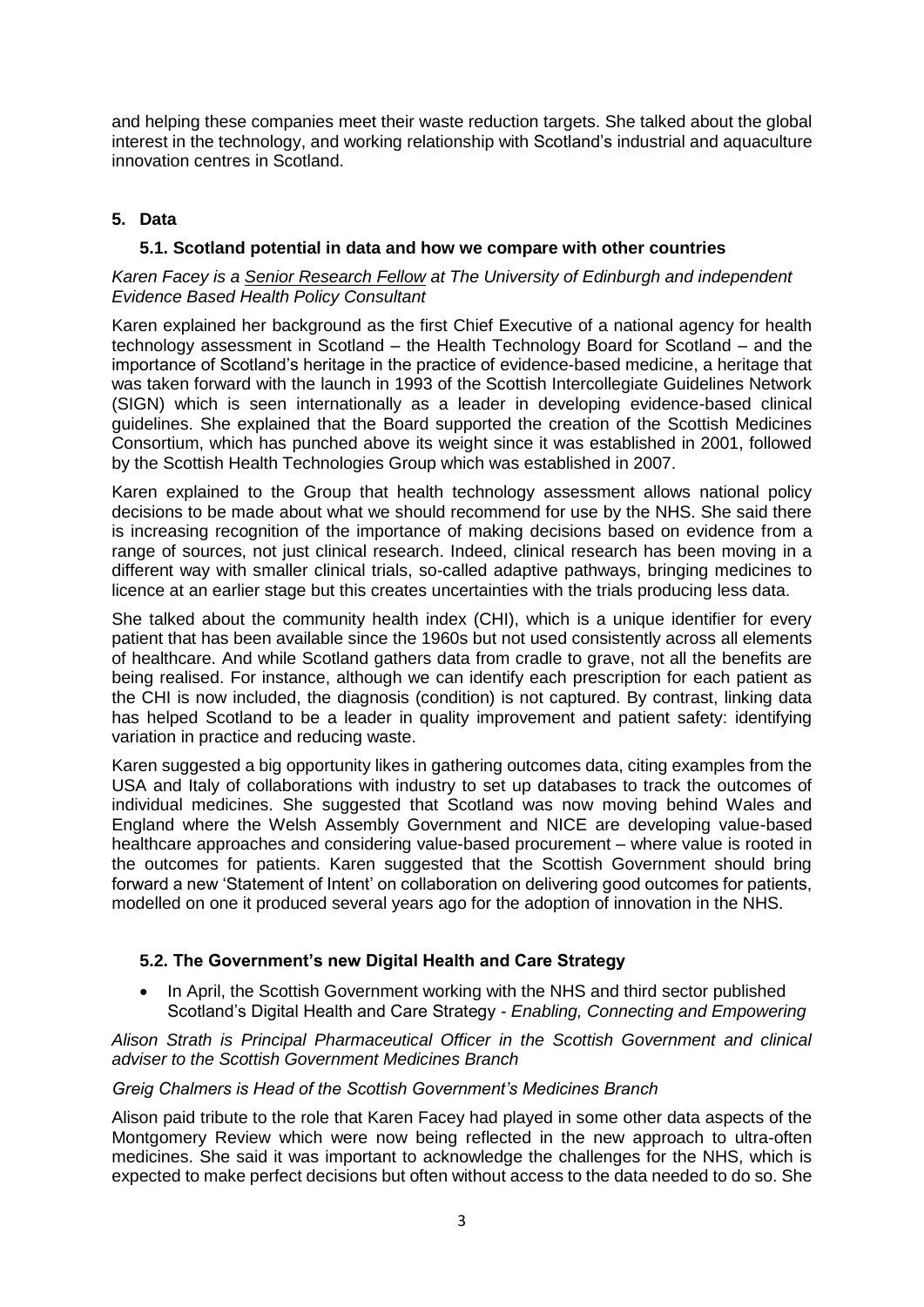and helping these companies meet their waste reduction targets. She talked about the global interest in the technology, and working relationship with Scotland's industrial and aquaculture innovation centres in Scotland.

## 5. Data

### 5.1. Scotland potential in data and how we compare with other countries

*Karen Facey is a Senior Research Fellow at The University of Edinburgh and independent Evidence Based Health Policy Consultant*

Karen explained her background as the first Chief Executive of a national agency for health technology assessment in Scotland – the Health Technology Board for Scotland – and the importance of Scotland's heritage in the practice of evidence-based medicine, a heritage that was taken forward with the launch in 1993 of the Scottish Intercollegiate Guidelines Network (SIGN) which is seen internationally as a leader in developing evidence-based clinical guidelines. She explained that the Board supported the creation of the Scottish Medicines Consortium, which has punched above its weight since it was established in 2001, followed by the Scottish Health Technologies Group which was established in 2007.

Karen explained to the Group that health technology assessment allows national policy decisions to be made about what we should recommend for use by the NHS. She said there is increasing recognition of the importance of making decisions based on evidence from a range of sources, not just clinical research. Indeed, clinical research has been moving in a different way with smaller clinical trials, so-called adaptive pathways, bringing medicines to licence at an earlier stage but this creates uncertainties with the trials producing less data.

She talked about the community health index (CHI), which is a unique identifier for every patient that has been available since the 1960s but not used consistently across all elements of healthcare. And while Scotland gathers data from cradle to grave, not all the benefits are being realised. For instance, although we can identify each prescription for each patient as the CHI is now included, the diagnosis (condition) is not captured. By contrast, linking data has helped Scotland to be a leader in quality improvement and patient safety: identifying variation in practice and reducing waste.

Karen suggested a big opportunity likes in gathering outcomes data, citing examples from the USA and Italy of collaborations with industry to set up databases to track the outcomes of individual medicines. She suggested that Scotland was now moving behind Wales and England where the Welsh Assembly Government and NICE are developing value-based healthcare approaches and considering value-based procurement – where value is rooted in the outcomes for patients. Karen suggested that the Scottish Government should bring forward a new 'Statement of Intent' on collaboration on delivering good outcomes for patients, modelled on one it produced several years ago for the adoption of innovation in the NHS.

### 5.2. The Government's new Digital Health and Care Strategy

- In April, the Scottish Government working with the NHS and third sector published Scotland's Digital Health and Care Strategy - *Enabling, Connecting and Empowering*

*Alison Strath is Principal Pharmaceutical Officer in the Scottish Government and clinical adviser to the Scottish Government Medicines Branch*

*Greig Chalmers is Head of the Scottish Government's Medicines Branch*

Alison paid tribute to the role that Karen Facey had played in some other data aspects of the Montgomery Review which were now being reflected in the new approach to ultra-often medicines. She said it was important to acknowledge the challenges for the NHS, which is expected to make perfect decisions but often without access to the data needed to do so. She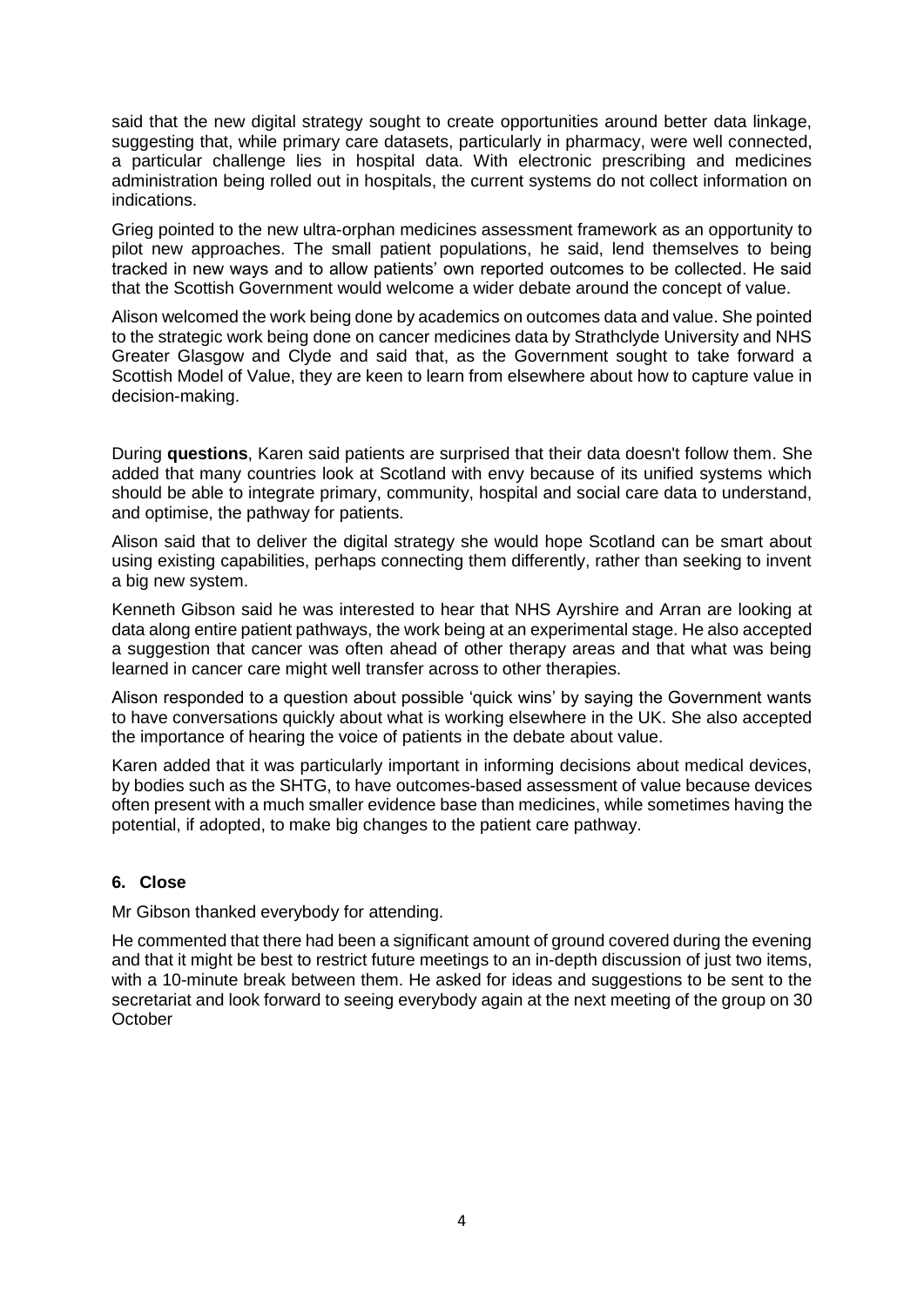said that the new digital strategy sought to create opportunities around better data linkage, suggesting that, while primary care datasets, particularly in pharmacy, were well connected, a particular challenge lies in hospital data. With electronic prescribing and medicines administration being rolled out in hospitals, the current systems do not collect information on indications.

Grieg pointed to the new ultra-orphan medicines assessment framework as an opportunity to pilot new approaches. The small patient populations, he said, lend themselves to being tracked in new ways and to allow patients' own reported outcomes to be collected. He said that the Scottish Government would welcome a wider debate around the concept of value.

Alison welcomed the work being done by academics on outcomes data and value. She pointed to the strategic work being done on cancer medicines data by Strathclyde University and NHS Greater Glasgow and Clyde and said that, as the Government sought to take forward a Scottish Model of Value, they are keen to learn from elsewhere about how to capture value in decision-making.

During **questions**, Karen said patients are surprised that their data doesn't follow them. She added that many countries look at Scotland with envy because of its unified systems which should be able to integrate primary, community, hospital and social care data to understand, and optimise, the pathway for patients.

Alison said that to deliver the digital strategy she would hope Scotland can be smart about using existing capabilities, perhaps connecting them differently, rather than seeking to invent a big new system.

Kenneth Gibson said he was interested to hear that NHS Ayrshire and Arran are looking at data along entire patient pathways, the work being at an experimental stage. He also accepted a suggestion that cancer was often ahead of other therapy areas and that what was being learned in cancer care might well transfer across to other therapies.

Alison responded to a question about possible 'quick wins' by saying the Government wants to have conversations quickly about what is working elsewhere in the UK. She also accepted the importance of hearing the voice of patients in the debate about value.

Karen added that it was particularly important in informing decisions about medical devices, by bodies such as the SHTG, to have outcomes-based assessment of value because devices often present with a much smaller evidence base than medicines, while sometimes having the potential, if adopted, to make big changes to the patient care pathway.

## 6. Close

Mr Gibson thanked everybody for attending.

He commented that there had been a significant amount of ground covered during the evening and that it might be best to restrict future meetings to an in-depth discussion of just two items, with a 10-minute break between them. He asked for ideas and suggestions to be sent to the secretariat and look forward to seeing everybody again at the next meeting of the group on 30 October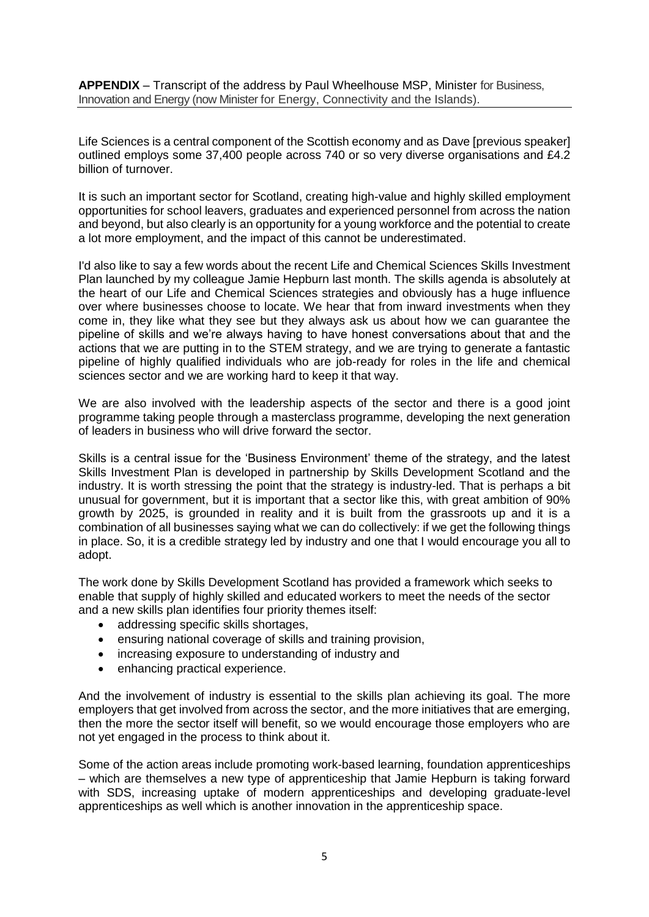**APPENDIX** – Transcript of the address by Paul Wheelhouse MSP, Minister for Business, Innovation and Energy (now Minister for Energy, Connectivity and the Islands).

Life Sciences is a central component of the Scottish economy and as Dave [previous speaker] outlined employs some 37,400 people across 740 or so very diverse organisations and £4.2 billion of turnover.

It is such an important sector for Scotland, creating high-value and highly skilled employment opportunities for school leavers, graduates and experienced personnel from across the nation and beyond, but also clearly is an opportunity for a young workforce and the potential to create a lot more employment, and the impact of this cannot be underestimated.

I'd also like to say a few words about the recent Life and Chemical Sciences Skills Investment Plan launched by my colleague Jamie Hepburn last month. The skills agenda is absolutely at the heart of our Life and Chemical Sciences strategies and obviously has a huge influence over where businesses choose to locate. We hear that from inward investments when they come in, they like what they see but they always ask us about how we can guarantee the pipeline of skills and we're always having to have honest conversations about that and the actions that we are putting in to the STEM strategy, and we are trying to generate a fantastic pipeline of highly qualified individuals who are job-ready for roles in the life and chemical sciences sector and we are working hard to keep it that way.

We are also involved with the leadership aspects of the sector and there is a good joint programme taking people through a masterclass programme, developing the next generation of leaders in business who will drive forward the sector.

Skills is a central issue for the 'Business Environment' theme of the strategy, and the latest Skills Investment Plan is developed in partnership by Skills Development Scotland and the industry. It is worth stressing the point that the strategy is industry-led. That is perhaps a bit unusual for government, but it is important that a sector like this, with great ambition of 90% growth by 2025, is grounded in reality and it is built from the grassroots up and it is a combination of all businesses saying what we can do collectively: if we get the following things in place. So, it is a credible strategy led by industry and one that I would encourage you all to adopt.

The work done by Skills Development Scotland has provided a framework which seeks to enable that supply of highly skilled and educated workers to meet the needs of the sector and a new skills plan identifies four priority themes itself:

- addressing specific skills shortages,
- ensuring national coverage of skills and training provision,
- increasing exposure to understanding of industry and
- enhancing practical experience.

And the involvement of industry is essential to the skills plan achieving its goal. The more employers that get involved from across the sector, and the more initiatives that are emerging, then the more the sector itself will benefit, so we would encourage those employers who are not yet engaged in the process to think about it.

Some of the action areas include promoting work-based learning, foundation apprenticeships – which are themselves a new type of apprenticeship that Jamie Hepburn is taking forward with SDS, increasing uptake of modern apprenticeships and developing graduate-level apprenticeships as well which is another innovation in the apprenticeship space.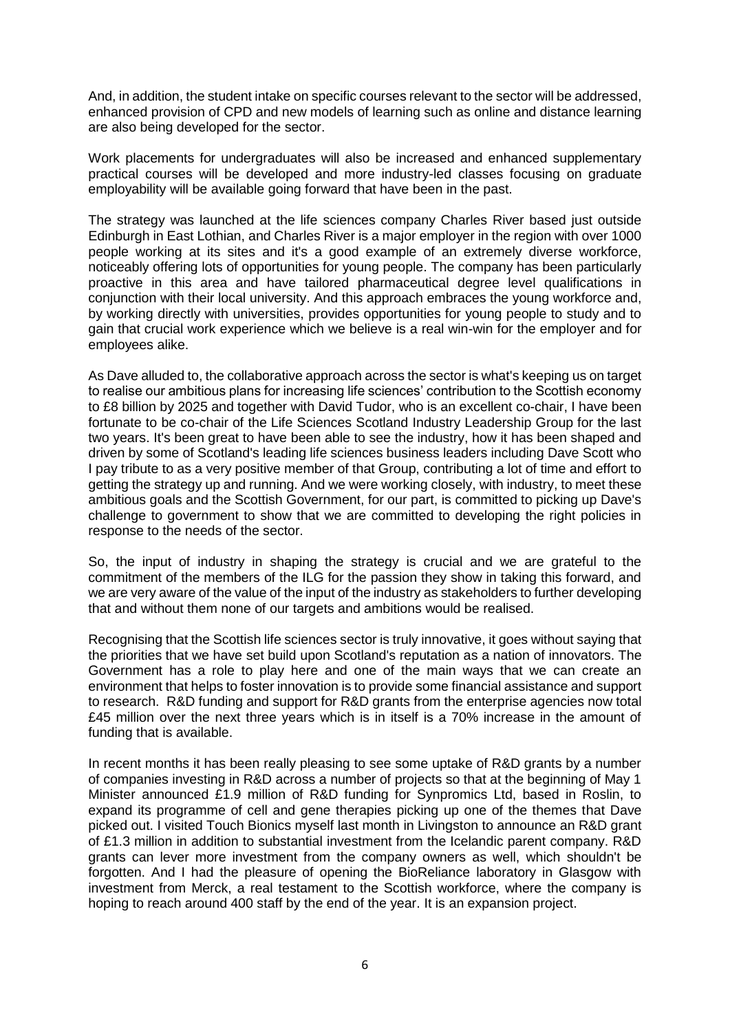And, in addition, the student intake on specific courses relevant to the sector will be addressed, enhanced provision of CPD and new models of learning such as online and distance learning are also being developed for the sector.

Work placements for undergraduates will also be increased and enhanced supplementary practical courses will be developed and more industry-led classes focusing on graduate employability will be available going forward that have been in the past.

The strategy was launched at the life sciences company Charles River based just outside Edinburgh in East Lothian, and Charles River is a major employer in the region with over 1000 people working at its sites and it's a good example of an extremely diverse workforce, noticeably offering lots of opportunities for young people. The company has been particularly proactive in this area and have tailored pharmaceutical degree level qualifications in conjunction with their local university. And this approach embraces the young workforce and, by working directly with universities, provides opportunities for young people to study and to gain that crucial work experience which we believe is a real win-win for the employer and for employees alike.

As Dave alluded to, the collaborative approach across the sector is what's keeping us on target to realise our ambitious plans for increasing life sciences' contribution to the Scottish economy to £8 billion by 2025 and together with David Tudor, who is an excellent co-chair, I have been fortunate to be co-chair of the Life Sciences Scotland Industry Leadership Group for the last two years. It's been great to have been able to see the industry, how it has been shaped and driven by some of Scotland's leading life sciences business leaders including Dave Scott who I pay tribute to as a very positive member of that Group, contributing a lot of time and effort to getting the strategy up and running. And we were working closely, with industry, to meet these ambitious goals and the Scottish Government, for our part, is committed to picking up Dave's challenge to government to show that we are committed to developing the right policies in response to the needs of the sector.

So, the input of industry in shaping the strategy is crucial and we are grateful to the commitment of the members of the ILG for the passion they show in taking this forward, and we are very aware of the value of the input of the industry as stakeholders to further developing that and without them none of our targets and ambitions would be realised.

Recognising that the Scottish life sciences sector is truly innovative, it goes without saying that the priorities that we have set build upon Scotland's reputation as a nation of innovators. The Government has a role to play here and one of the main ways that we can create an environment that helps to foster innovation is to provide some financial assistance and support to research. R&D funding and support for R&D grants from the enterprise agencies now total £45 million over the next three years which is in itself is a 70% increase in the amount of funding that is available.

In recent months it has been really pleasing to see some uptake of R&D grants by a number of companies investing in R&D across a number of projects so that at the beginning of May 1 Minister announced £1.9 million of R&D funding for Synpromics Ltd, based in Roslin, to expand its programme of cell and gene therapies picking up one of the themes that Dave picked out. I visited Touch Bionics myself last month in Livingston to announce an R&D grant of £1.3 million in addition to substantial investment from the Icelandic parent company. R&D grants can lever more investment from the company owners as well, which shouldn't be forgotten. And I had the pleasure of opening the BioReliance laboratory in Glasgow with investment from Merck, a real testament to the Scottish workforce, where the company is hoping to reach around 400 staff by the end of the year. It is an expansion project.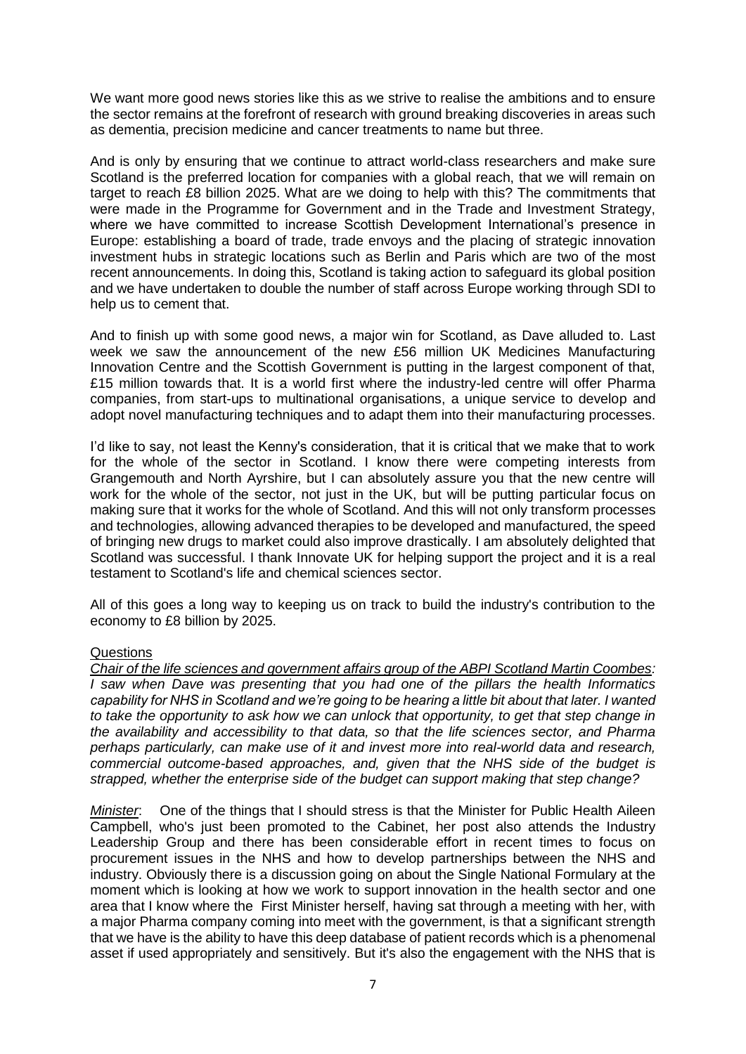We want more good news stories like this as we strive to realise the ambitions and to ensure the sector remains at the forefront of research with ground breaking discoveries in areas such as dementia, precision medicine and cancer treatments to name but three.

And is only by ensuring that we continue to attract world-class researchers and make sure Scotland is the preferred location for companies with a global reach, that we will remain on target to reach £8 billion 2025. What are we doing to help with this? The commitments that were made in the Programme for Government and in the Trade and Investment Strategy, where we have committed to increase Scottish Development International's presence in Europe: establishing a board of trade, trade envoys and the placing of strategic innovation investment hubs in strategic locations such as Berlin and Paris which are two of the most recent announcements. In doing this, Scotland is taking action to safeguard its global position and we have undertaken to double the number of staff across Europe working through SDI to help us to cement that.

And to finish up with some good news, a major win for Scotland, as Dave alluded to. Last week we saw the announcement of the new £56 million UK Medicines Manufacturing Innovation Centre and the Scottish Government is putting in the largest component of that, £15 million towards that. It is a world first where the industry-led centre will offer Pharma companies, from start-ups to multinational organisations, a unique service to develop and adopt novel manufacturing techniques and to adapt them into their manufacturing processes.

I'd like to say, not least the Kenny's consideration, that it is critical that we make that to work for the whole of the sector in Scotland. I know there were competing interests from Grangemouth and North Ayrshire, but I can absolutely assure you that the new centre will work for the whole of the sector, not just in the UK, but will be putting particular focus on making sure that it works for the whole of Scotland. And this will not only transform processes and technologies, allowing advanced therapies to be developed and manufactured, the speed of bringing new drugs to market could also improve drastically. I am absolutely delighted that Scotland was successful. I thank Innovate UK for helping support the project and it is a real testament to Scotland's life and chemical sciences sector.

All of this goes a long way to keeping us on track to build the industry's contribution to the economy to £8 billion by 2025.

Questions

*Chair of the life sciences and government affairs group of the ABPI Scotland Martin Coombes: I saw when Dave was presenting that you had one of the pillars the health Informatics capability for NHS in Scotland and we're going to be hearing a little bit about that later. I wanted to take the opportunity to ask how we can unlock that opportunity, to get that step change in the availability and accessibility to that data, so that the life sciences sector, and Pharma perhaps particularly, can make use of it and invest more into real-world data and research, commercial outcome-based approaches, and, given that the NHS side of the budget is strapped, whether the enterprise side of the budget can support making that step change?*

*Minister*: One of the things that I should stress is that the Minister for Public Health Aileen Campbell, who's just been promoted to the Cabinet, her post also attends the Industry Leadership Group and there has been considerable effort in recent times to focus on procurement issues in the NHS and how to develop partnerships between the NHS and industry. Obviously there is a discussion going on about the Single National Formulary at the moment which is looking at how we work to support innovation in the health sector and one area that I know where the First Minister herself, having sat through a meeting with her, with a major Pharma company coming into meet with the government, is that a significant strength that we have is the ability to have this deep database of patient records which is a phenomenal asset if used appropriately and sensitively. But it's also the engagement with the NHS that is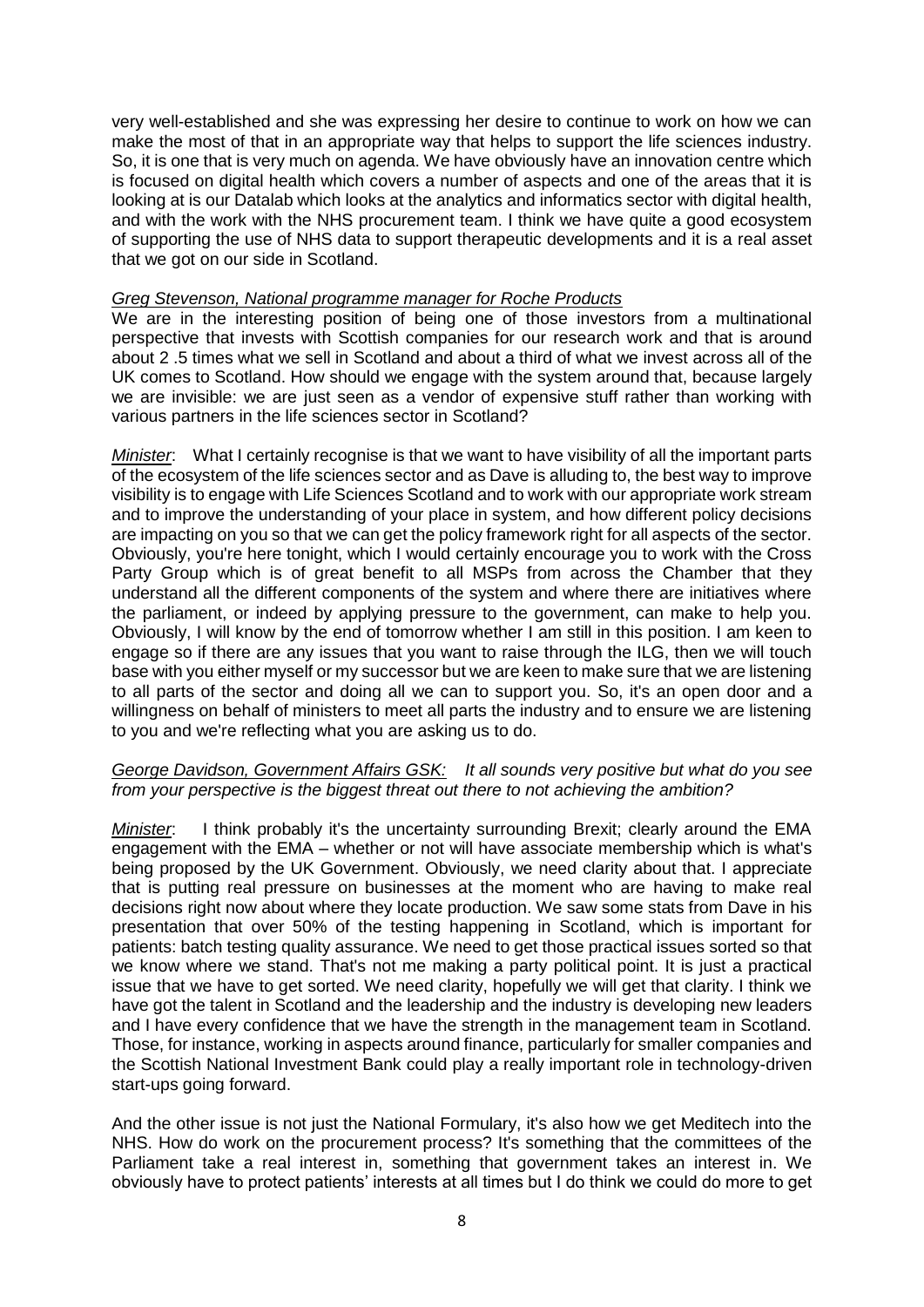very well-established and she was expressing her desire to continue to work on how we can make the most of that in an appropriate way that helps to support the life sciences industry. So, it is one that is very much on agenda. We have obviously have an innovation centre which is focused on digital health which covers a number of aspects and one of the areas that it is looking at is our Datalab which looks at the analytics and informatics sector with digital health, and with the work with the NHS procurement team. I think we have quite a good ecosystem of supporting the use of NHS data to support therapeutic developments and it is a real asset that we got on our side in Scotland.

*Greg Stevenson, National programme manager for Roche Products*

We are in the interesting position of being one of those investors from a multinational perspective that invests with Scottish companies for our research work and that is around about 2 .5 times what we sell in Scotland and about a third of what we invest across all of the UK comes to Scotland. How should we engage with the system around that, because largely we are invisible: we are just seen as a vendor of expensive stuff rather than working with various partners in the life sciences sector in Scotland?

*Minister*: What I certainly recognise is that we want to have visibility of all the important parts of the ecosystem of the life sciences sector and as Dave is alluding to, the best way to improve visibility is to engage with Life Sciences Scotland and to work with our appropriate work stream and to improve the understanding of your place in system, and how different policy decisions are impacting on you so that we can get the policy framework right for all aspects of the sector. Obviously, you're here tonight, which I would certainly encourage you to work with the Cross Party Group which is of great benefit to all MSPs from across the Chamber that they understand all the different components of the system and where there are initiatives where the parliament, or indeed by applying pressure to the government, can make to help you. Obviously, I will know by the end of tomorrow whether I am still in this position. I am keen to engage so if there are any issues that you want to raise through the ILG, then we will touch base with you either myself or my successor but we are keen to make sure that we are listening to all parts of the sector and doing all we can to support you. So, it's an open door and a willingness on behalf of ministers to meet all parts the industry and to ensure we are listening to you and we're reflecting what you are asking us to do.

*George Davidson, Government Affairs GSK: It all sounds very positive but what do you see from your perspective is the biggest threat out there to not achieving the ambition?*

*Minister*: I think probably it's the uncertainty surrounding Brexit; clearly around the EMA engagement with the EMA – whether or not will have associate membership which is what's being proposed by the UK Government. Obviously, we need clarity about that. I appreciate that is putting real pressure on businesses at the moment who are having to make real decisions right now about where they locate production. We saw some stats from Dave in his presentation that over 50% of the testing happening in Scotland, which is important for patients: batch testing quality assurance. We need to get those practical issues sorted so that we know where we stand. That's not me making a party political point. It is just a practical issue that we have to get sorted. We need clarity, hopefully we will get that clarity. I think we have got the talent in Scotland and the leadership and the industry is developing new leaders and I have every confidence that we have the strength in the management team in Scotland. Those, for instance, working in aspects around finance, particularly for smaller companies and the Scottish National Investment Bank could play a really important role in technology-driven start-ups going forward.

And the other issue is not just the National Formulary, it's also how we get Meditech into the NHS. How do work on the procurement process? It's something that the committees of the Parliament take a real interest in, something that government takes an interest in. We obviously have to protect patients' interests at all times but I do think we could do more to get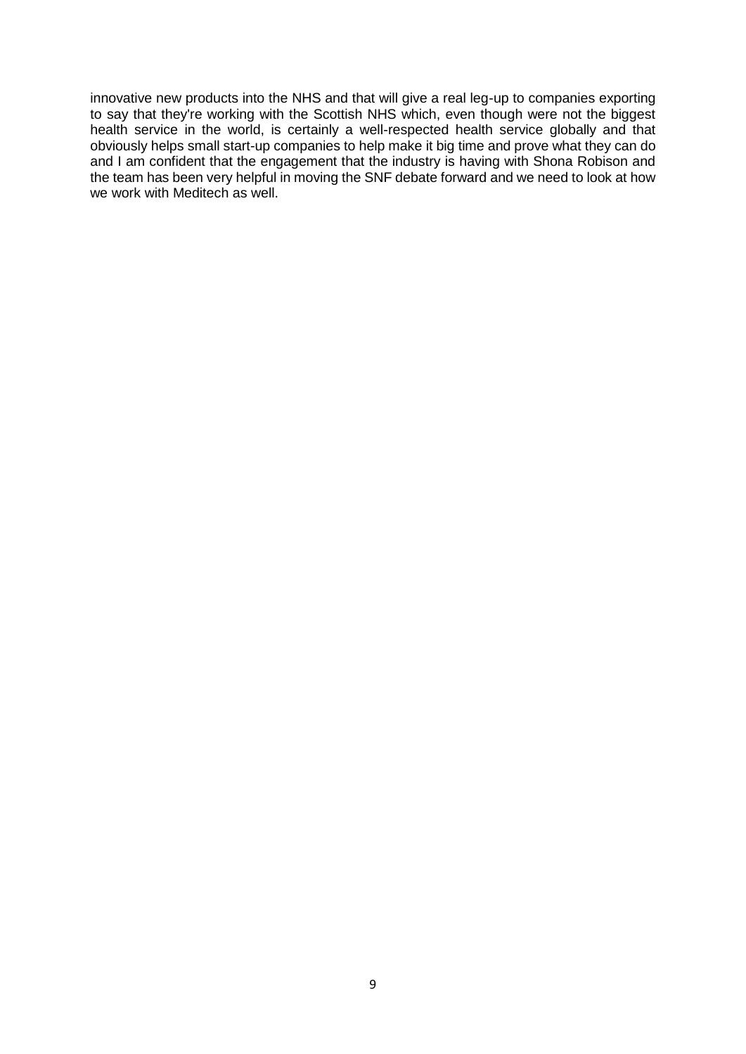innovative new products into the NHS and that will give a real leg-up to companies exporting to say that they're working with the Scottish NHS which, even though were not the biggest health service in the world, is certainly a well-respected health service globally and that obviously helps small start-up companies to help make it big time and prove what they can do and I am confident that the engagement that the industry is having with Shona Robison and the team has been very helpful in moving the SNF debate forward and we need to look at how we work with Meditech as well.